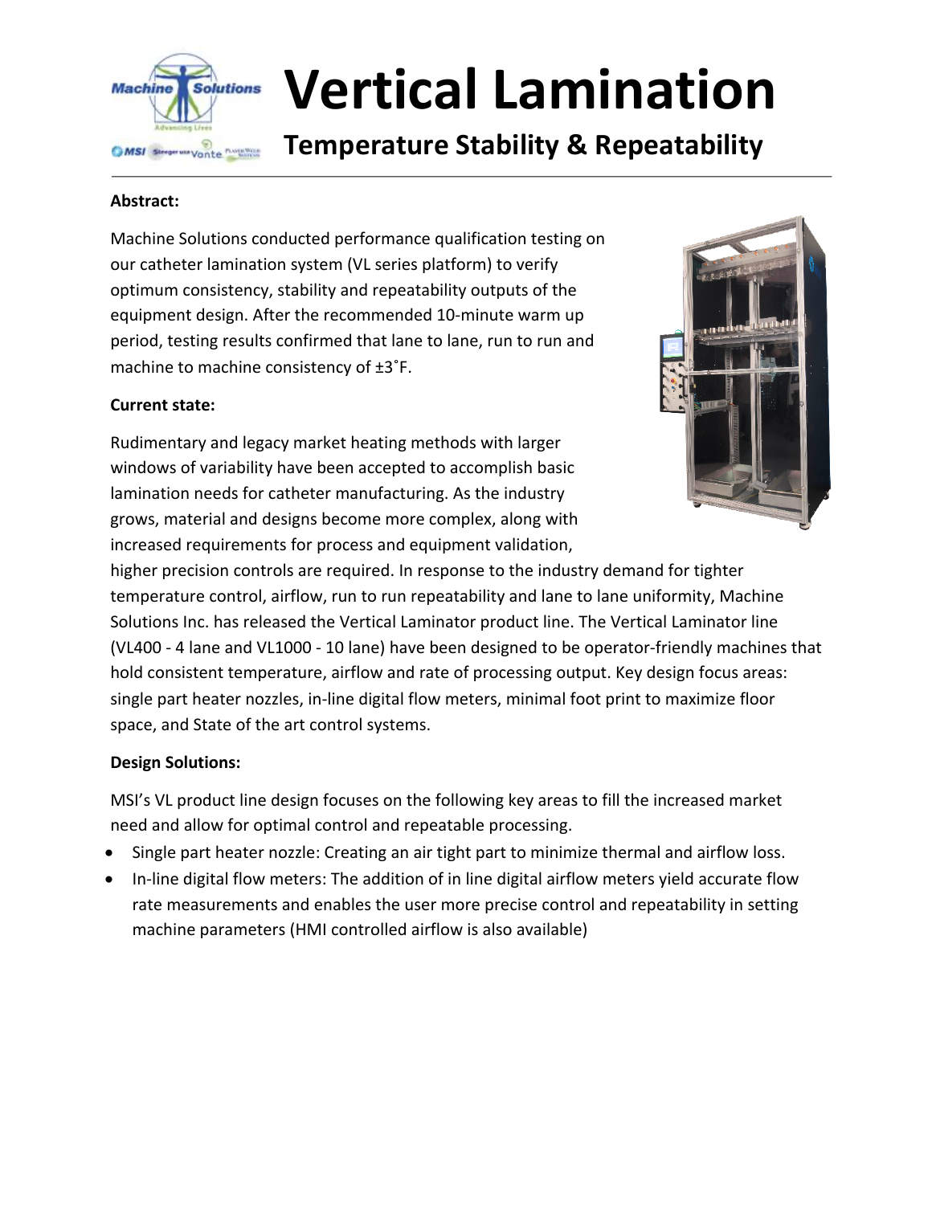# Vertical Lamination

## Temperature Stability & Repeatability

**Abstract:**

Machine Solutions conducted performance qualification testing on our catheter lamination system (VL series platform) to verify optimum consistency, stability and repeatability outputs of the equipment design. After the recommended 10-minute warm up period, testing results confirmed that lane to lane, run to run and machine to machine consistency of ±3˚F.

**Current state:**

Rudimentary and legacy market heating methods with larger windows of variability have been accepted to accomplish basic lamination needs for catheter manufacturing. As the industry grows, material and designs become more complex, along with increased requirements for process and equipment validation, higher precision controls are required. In response to the industry demand for tighter temperature control, airflow, run to run repeatability and lane to lane uniformity, Machine Solutions Inc. has released the Vertical Laminator product line. The Vertical Laminator line (VL400 - 4 lane and VL1000 - 10 lane) have been designed to be operator-friendly machines that hold consistent temperature, airflow and rate of processing output. Key design focus areas: single part heater nozzles, in-line digital flow meters, minimal foot print to maximize floor space, and State of the art control systems.

**Design Solutions:**

MSI's VL product line design focuses on the following key areas to fill the increased market need and allow for optimal control and repeatable processing.

- Single part heater nozzle: Creating an air tight part to minimize thermal and airflow loss.
- In-line digital flow meters: The addition of in line digital airflow meters yield accurate flow rate measurements and enables the user more precise control and repeatability in setting machine parameters (HMI controlled airflow is also available)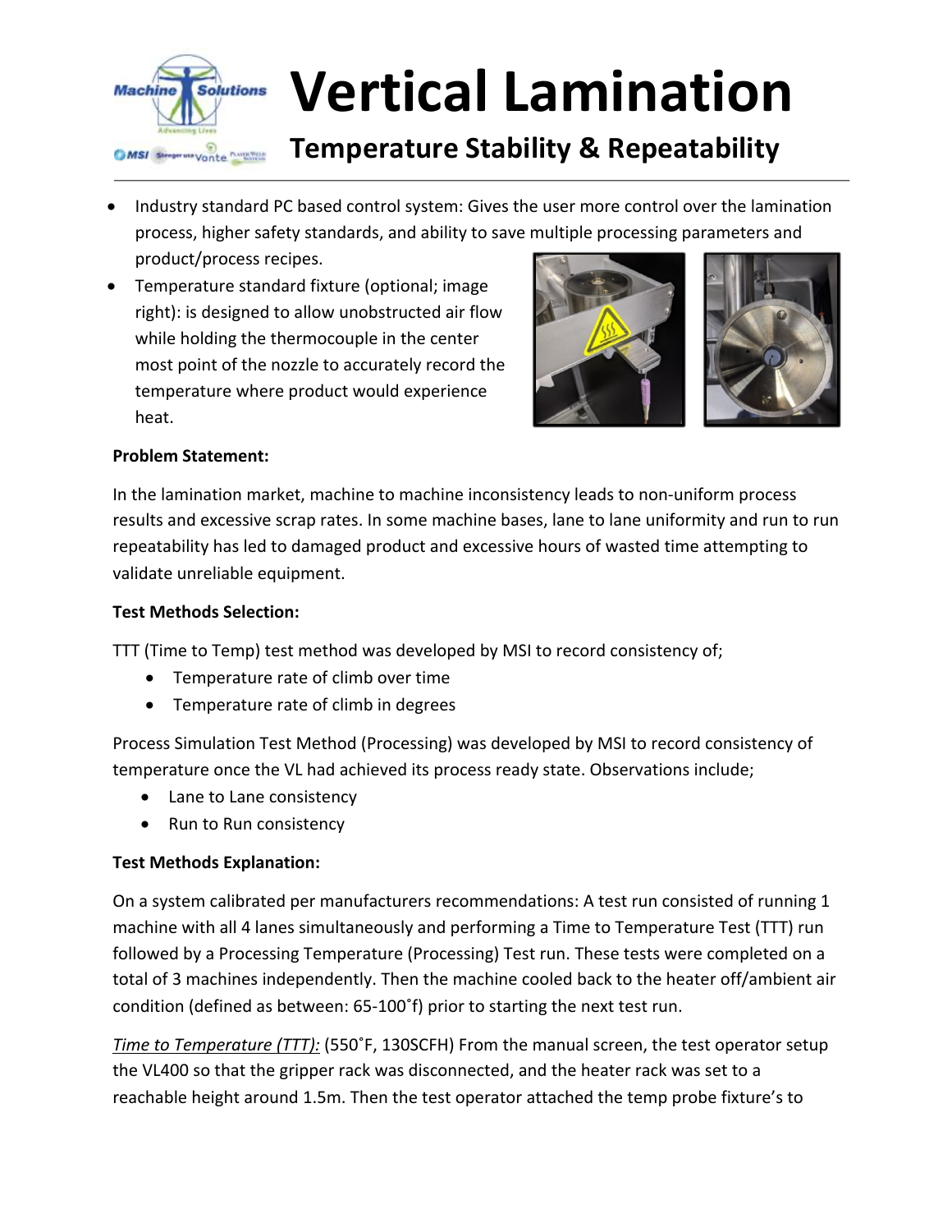# Vertical Lamination

## Temperature Stability & Repeatability

- Industry standard PC based control system: Gives the user more control over the lamination process, higher safety standards, and ability to save multiple processing parameters and product/process recipes.
- Temperature standard fixture (optional; image right): is designed to allow unobstructed air flow while holding the thermocouple in the center most point of the nozzle to accurately record the temperature where product would experience heat.

**Problem Statement:**

In the lamination market, machine to machine inconsistency leads to non-uniform process results and excessive scrap rates. In some machine bases, lane to lane uniformity and run to run repeatability has led to damaged product and excessive hours of wasted time attempting to validate unreliable equipment.

**Test Methods Selection:**

TTT (Time to Temp) test method was developed by MSI to record consistency of;

- Temperature rate of climb over time
- Temperature rate of climb in degrees

Process Simulation Test Method (Processing) was developed by MSI to record consistency of temperature once the VL had achieved its process ready state. Observations include;

- Lane to Lane consistency
- Run to Run consistency

**Test Methods Explanation:**

On a system calibrated per manufacturers recommendations: A test run consisted of running 1 machine with all 4 lanes simultaneously and performing a Time to Temperature Test (TTT) run followed by a Processing Temperature (Processing) Test run. These tests were completed on a total of 3 machines independently. Then the machine cooled back to the heater off/ambient air condition (defined as between: 65-100˚f) prior to starting the next test run.

*Time to Temperature (TTT):* (550˚F, 130SCFH) From the manual screen, the test operator setup the VL400 so that the gripper rack was disconnected, and the heater rack was set to a reachable height around 1.5m. Then the test operator attached the temp probe fixture's to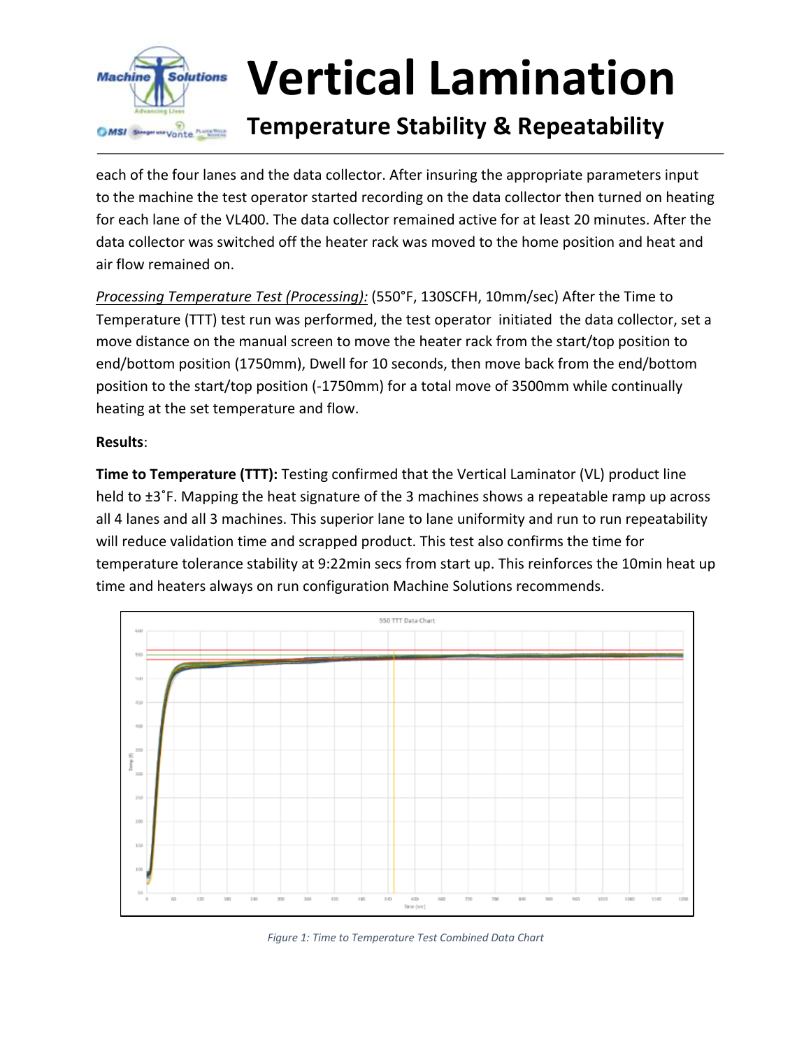each of the four lanes and the data collector. After insuring the appropriate parameters input to the machine the test operator started recording on the data collector then turned on heating for each lane of the VL400. The data collector remained active for at least 20 minutes. After the data collector was switched off the heater rack was moved to the home position and heat and air flow remained on.

*Processing Temperature Test (Processing):* (550°F, 130SCFH, 10mm/sec) After the Time to Temperature (TTT) test run was performed, the test operator initiated the data collector, set a move distance on the manual screen to move the heater rack from the start/top position to end/bottom position (1750mm), Dwell for 10 seconds, then move back from the end/bottom position to the start/top position (-1750mm) for a total move of 3500mm while continually heating at the set temperature and flow.

**Results**:

**Time to Temperature (TTT):** Testing confirmed that the Vertical Laminator (VL) product line held to ±3˚F. Mapping the heat signature of the 3 machines shows a repeatable ramp up across all 4 lanes and all 3 machines. This superior lane to lane uniformity and run to run repeatability will reduce validation time and scrapped product. This test also confirms the time for temperature tolerance stability at 9:22min secs from start up. This reinforces the 10min heat up time and heaters always on run configuration Machine Solutions recommends.

*Figure 1: Time to Temperature Test Combined Data Chart*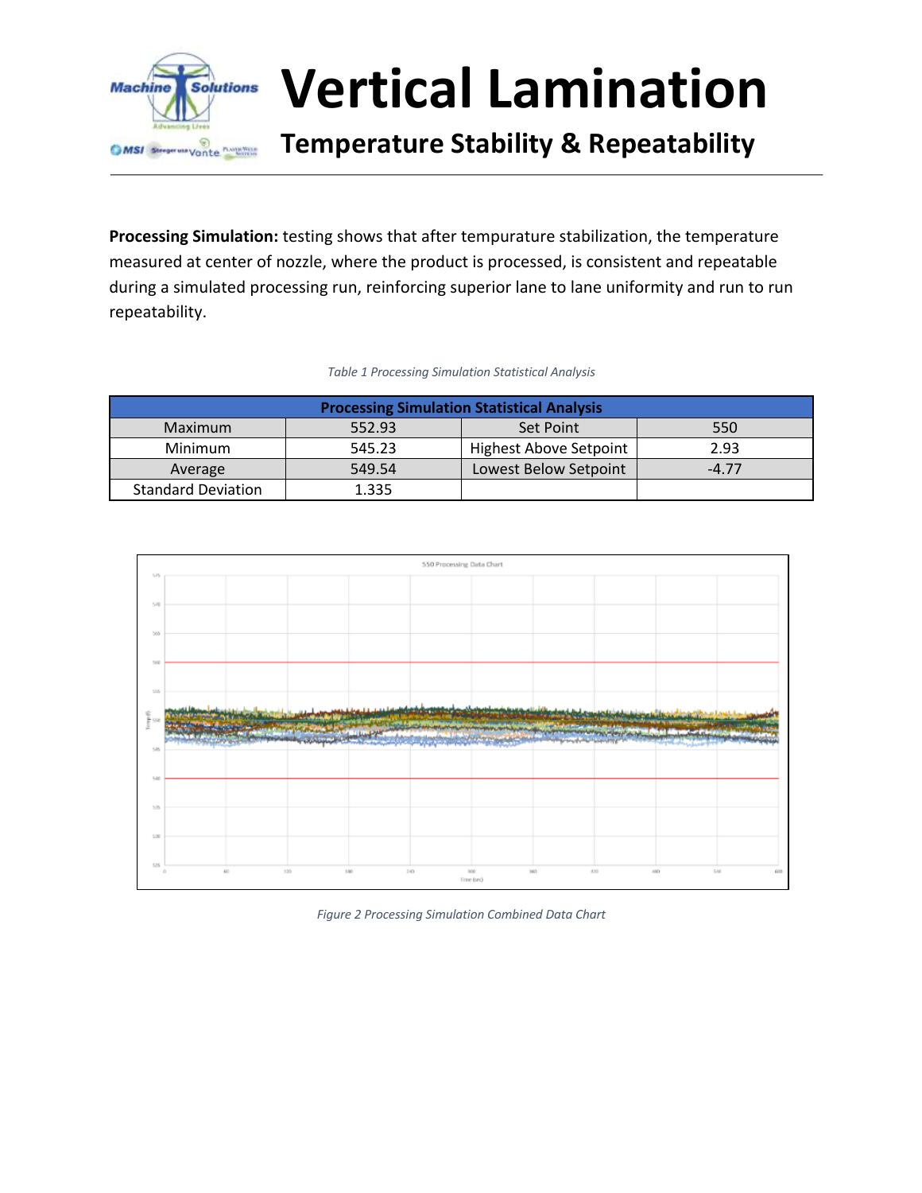# Vertical Lamination

## Temperature Stability & Repeatability

**Processing Simulation:** testing shows that after tempurature stabilization, the temperature measured at center of nozzle, where the product is processed, is consistent and repeatable during a simulated processing run, reinforcing superior lane to lane uniformity and run to run repeatability.

*Table 1 Processing Simulation Statistical Analysis*

| Processing Simulation Statistical Analysis | | | |
|---|---|---|---|
| Maximum | 552.93 | Set Point | 550 |
| Minimum | 545.23 | Highest Above Setpoint | 2.93 |
| Average | 549.54 | Lowest Below Setpoint | -4.77 |
| Standard Deviation | 1.335 | | |

550 Processing Data Chart

575
570
565
560
555
550
545
540
535
530
525

Temp (f)

0 60 120 180 240 300 360 420 480 540 600

Time (sec)

*Figure 2 Processing Simulation Combined Data Chart*